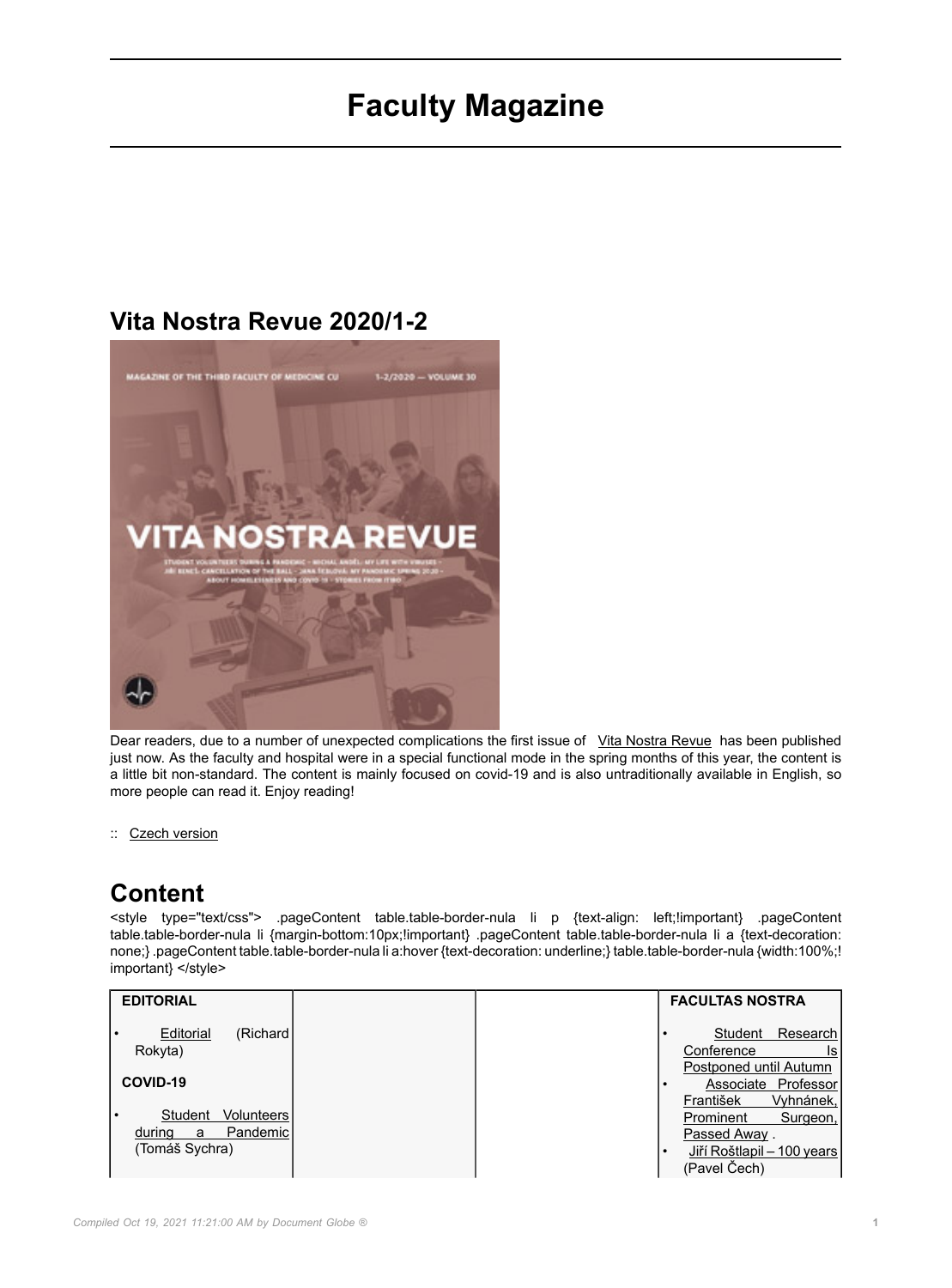# Faculty Magazine

## Vita Nostra Revue 2020/1-2

Dear readers, due to a number of unexpected complications the first issue of Vita Nostra Revue has been published just now. As the faculty and hospital were in a special functional mode in the spring months of this year, the content is a little bit non-standard. The content is mainly focused on covid-19 and is also untraditionally available in English, so more people can read it. Enjoy reading!

:: Czech version

## Content

<style type="text/css"> .pageContent table.table-border-nula li p {text-align: left;!important} .pageContent table.table-border-nula li {margin-bottom:10px;!important} .pageContent table.table-border-nula li a {text-decoration: none;} .pageContent table.table-border-nula li a:hover {text-decoration: underline;} table.table-border-nula {width:100%;!important} </style>

| EDITORIAL<br>• Editorial (Richard Rokyta)<br>COVID-19<br>• Student Volunteers during a Pandemic (Tomáš Sychra) | | | FACULTAS NOSTRA<br>• Student Research Conference Is Postponed until Autumn<br>• Associate Professor František Vyhnánek, Prominent Surgeon, Passed Away .<br>• Jiří Roštlapil – 100 years (Pavel Čech) |
|---|---|---|---|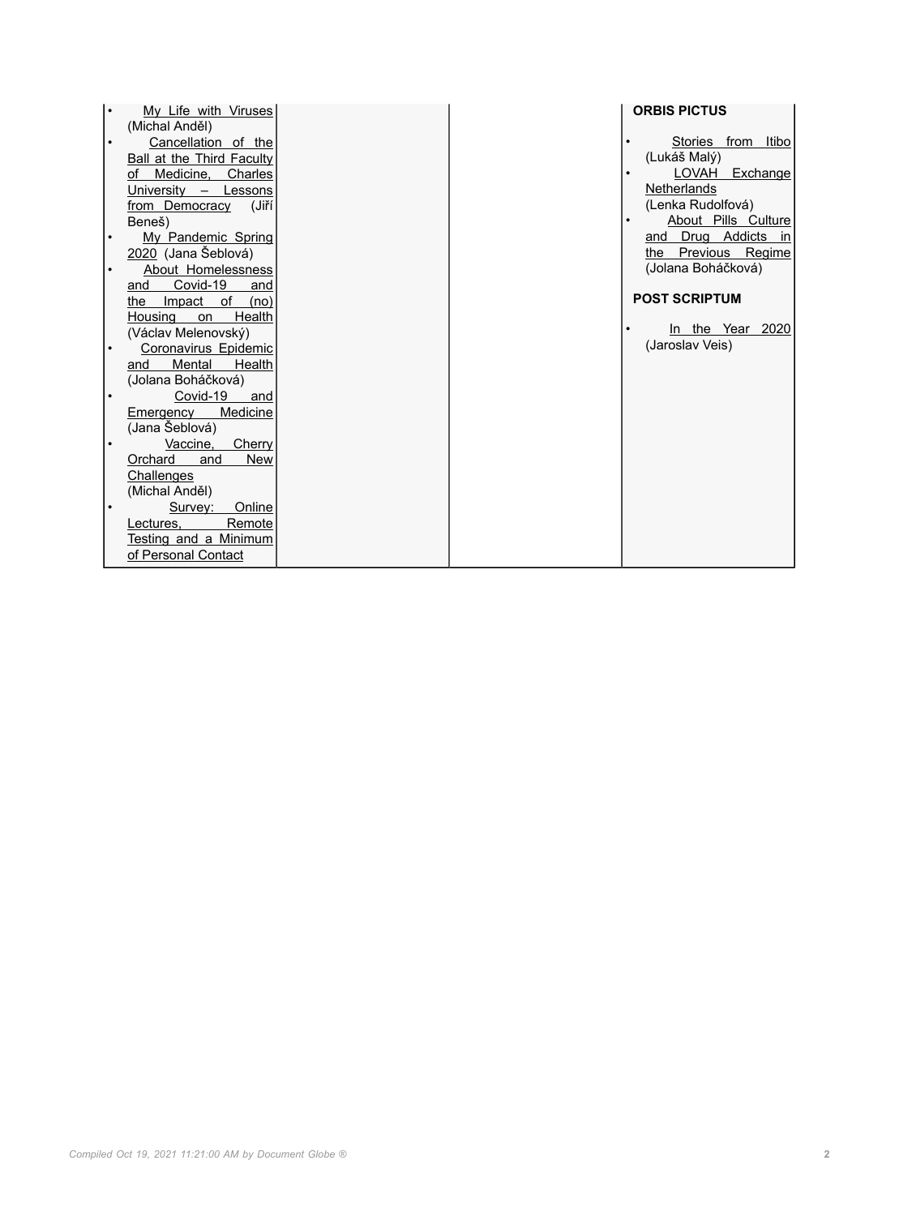- My Life with Viruses (Michal Anděl)
- Cancellation of the Ball at the Third Faculty of Medicine, Charles University – Lessons from Democracy (Jiří Beneš)
- My Pandemic Spring 2020 (Jana Šeblová)
- About Homelessness and Covid-19 and the Impact of (no) Housing on Health (Václav Melenovský)
- Coronavirus Epidemic and Mental Health (Jolana Boháčková)
- Covid-19 and Emergency Medicine (Jana Šeblová)
- Vaccine, Cherry Orchard and New Challenges (Michal Anděl)
- Survey: Online Lectures, Remote Testing and a Minimum of Personal Contact

**ORBIS PICTUS**

- Stories from Itibo (Lukáš Malý)
- LOVAH Exchange Netherlands (Lenka Rudolfová)
- About Pills Culture and Drug Addicts in the Previous Regime (Jolana Boháčková)

**POST SCRIPTUM**

- In the Year 2020 (Jaroslav Veis)